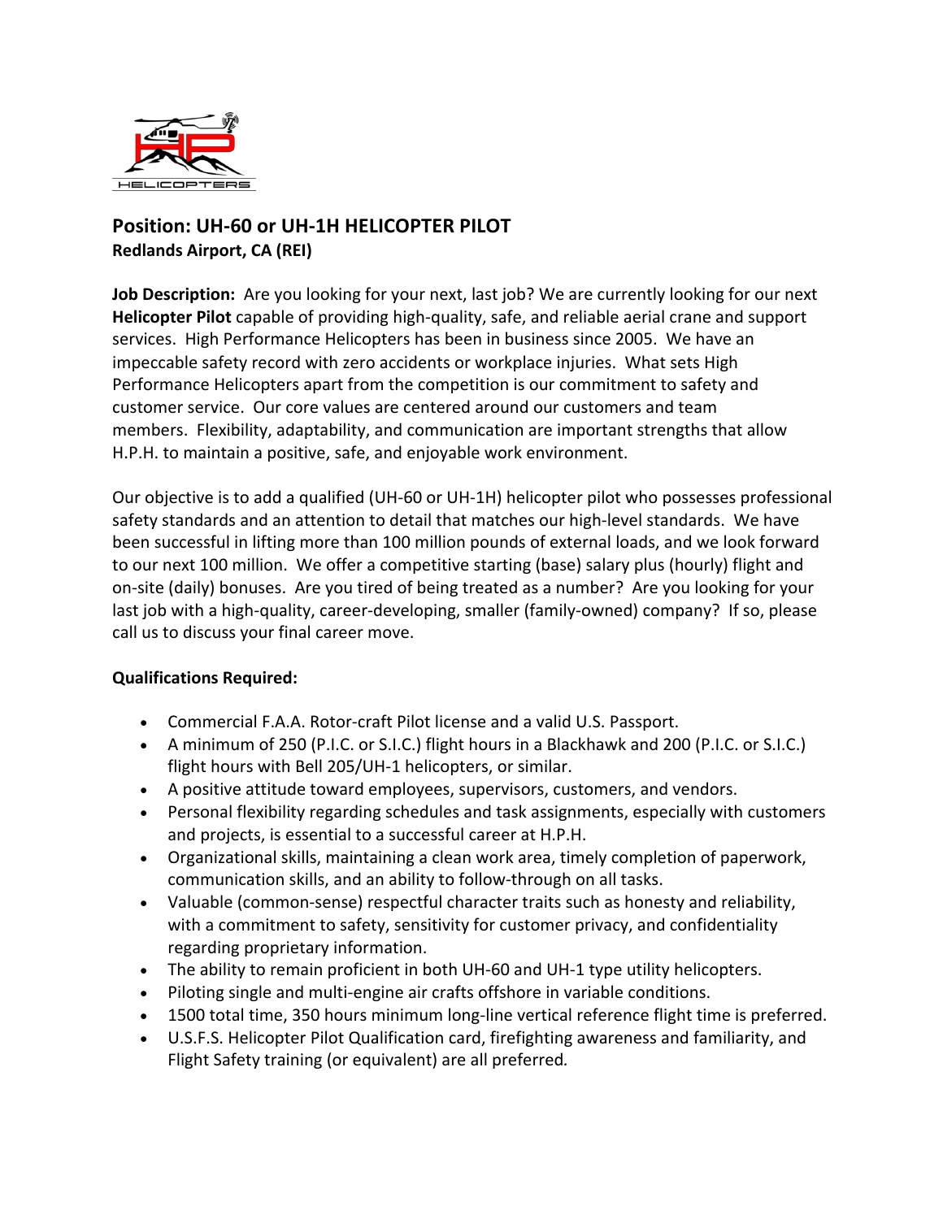## Position: UH-60 or UH-1H HELICOPTER PILOT

**Redlands Airport, CA (REI)**

**Job Description:** Are you looking for your next, last job? We are currently looking for our next **Helicopter Pilot** capable of providing high-quality, safe, and reliable aerial crane and support services. High Performance Helicopters has been in business since 2005. We have an impeccable safety record with zero accidents or workplace injuries. What sets High Performance Helicopters apart from the competition is our commitment to safety and customer service. Our core values are centered around our customers and team members. Flexibility, adaptability, and communication are important strengths that allow H.P.H. to maintain a positive, safe, and enjoyable work environment.

Our objective is to add a qualified (UH-60 or UH-1H) helicopter pilot who possesses professional safety standards and an attention to detail that matches our high-level standards. We have been successful in lifting more than 100 million pounds of external loads, and we look forward to our next 100 million. We offer a competitive starting (base) salary plus (hourly) flight and on-site (daily) bonuses. Are you tired of being treated as a number? Are you looking for your last job with a high-quality, career-developing, smaller (family-owned) company? If so, please call us to discuss your final career move.

**Qualifications Required:**

- Commercial F.A.A. Rotor-craft Pilot license and a valid U.S. Passport.
- A minimum of 250 (P.I.C. or S.I.C.) flight hours in a Blackhawk and 200 (P.I.C. or S.I.C.) flight hours with Bell 205/UH-1 helicopters, or similar.
- A positive attitude toward employees, supervisors, customers, and vendors.
- Personal flexibility regarding schedules and task assignments, especially with customers and projects, is essential to a successful career at H.P.H.
- Organizational skills, maintaining a clean work area, timely completion of paperwork, communication skills, and an ability to follow-through on all tasks.
- Valuable (common-sense) respectful character traits such as honesty and reliability, with a commitment to safety, sensitivity for customer privacy, and confidentiality regarding proprietary information.
- The ability to remain proficient in both UH-60 and UH-1 type utility helicopters.
- Piloting single and multi-engine air crafts offshore in variable conditions.
- 1500 total time, 350 hours minimum long-line vertical reference flight time is preferred.
- U.S.F.S. Helicopter Pilot Qualification card, firefighting awareness and familiarity, and Flight Safety training (or equivalent) are all preferred.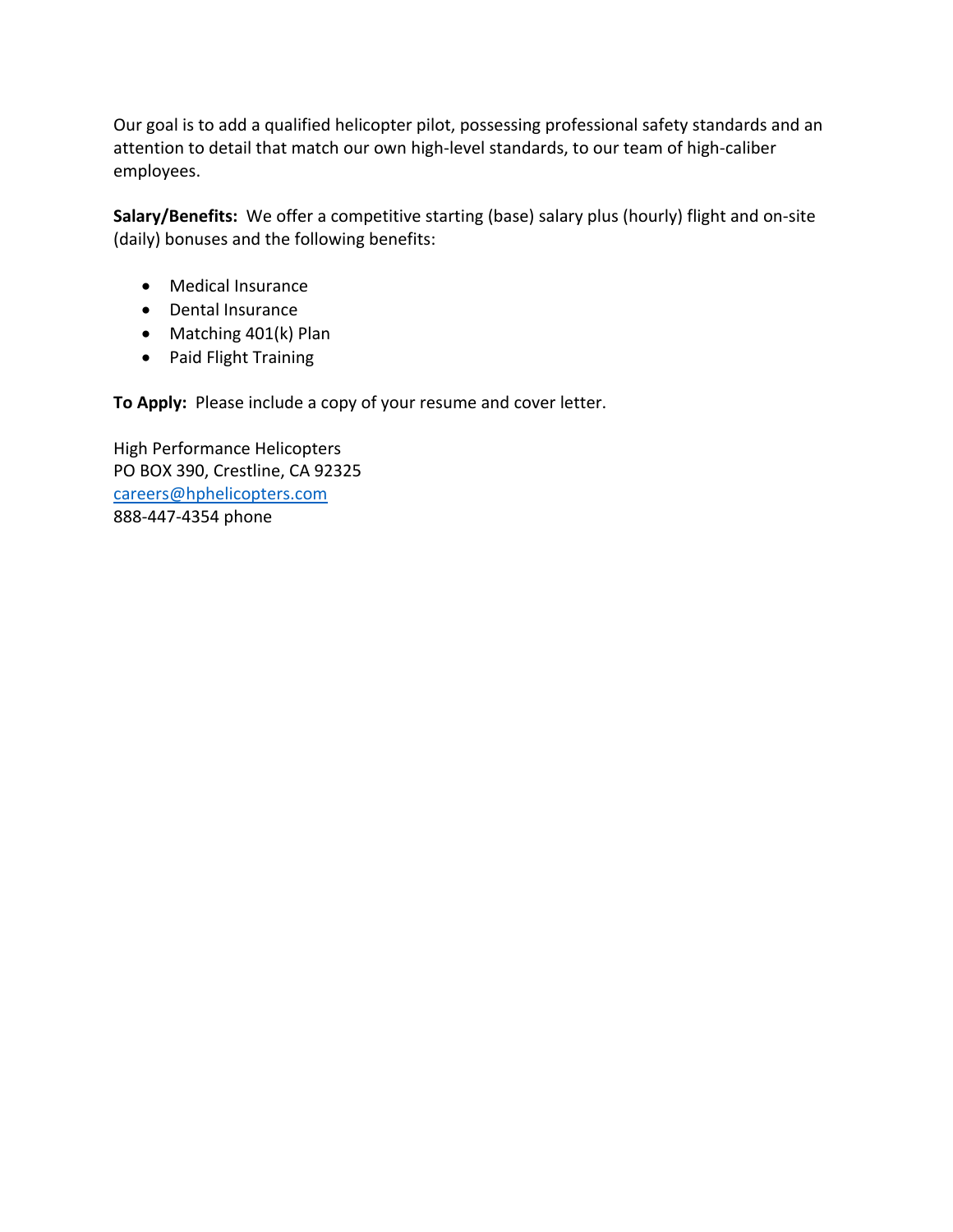Our goal is to add a qualified helicopter pilot, possessing professional safety standards and an attention to detail that match our own high-level standards, to our team of high-caliber employees.

**Salary/Benefits:** We offer a competitive starting (base) salary plus (hourly) flight and on-site (daily) bonuses and the following benefits:

- Medical Insurance
- Dental Insurance
- Matching 401(k) Plan
- Paid Flight Training

**To Apply:** Please include a copy of your resume and cover letter.

High Performance Helicopters
PO BOX 390, Crestline, CA 92325
careers@hphelicopters.com
888-447-4354 phone